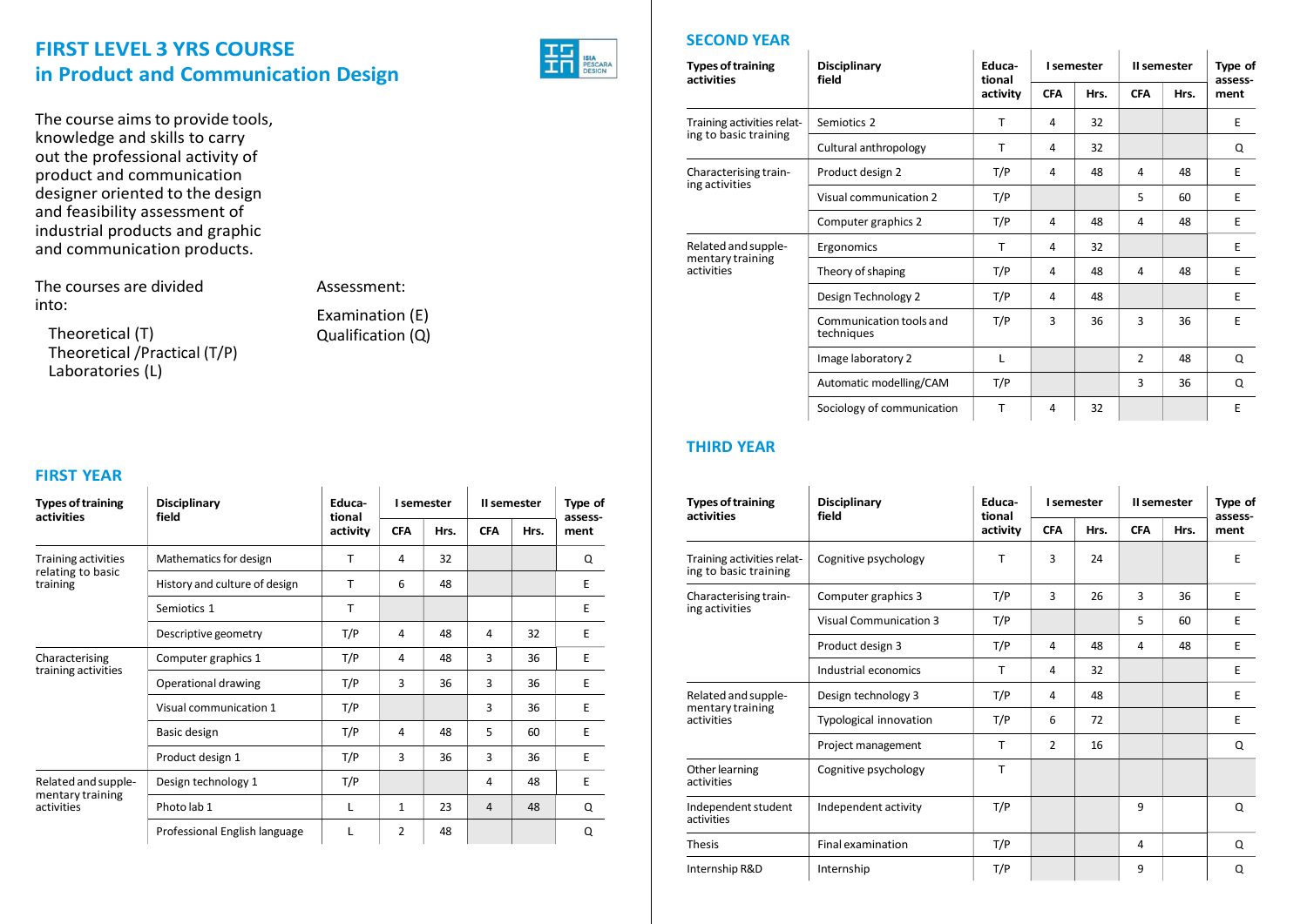# FIRST LEVEL 3 YRS COURSE in Product and Communication Design

The course aims to provide tools, knowledge and skills to carry out the professional activity of product and communication designer oriented to the design and feasibility assessment of industrial products and graphic and communication products.

The courses are divided into:

- Theoretical (T)
- Theoretical /Practical (T/P)
- Laboratories (L)

Assessment:

- Examination (E)
- Qualification (Q)

## FIRST YEAR

| Types of training activities | Disciplinary field | Educational activity | I semester | | II semester | | Type of assessment |
|---|---|---|---|---|---|---|---|
| | | | CFA | Hrs. | CFA | Hrs. | |
| Training activities relating to basic training | Mathematics for design | T | 4 | 32 | | | Q |
| | History and culture of design | T | 6 | 48 | | | E |
| | Semiotics 1 | T | | | | | E |
| | Descriptive geometry | T/P | 4 | 48 | 4 | 32 | E |
| Characterising training activities | Computer graphics 1 | T/P | 4 | 48 | 3 | 36 | E |
| | Operational drawing | T/P | 3 | 36 | 3 | 36 | E |
| | Visual communication 1 | T/P | | | 3 | 36 | E |
| | Basic design | T/P | 4 | 48 | 5 | 60 | E |
| | Product design 1 | T/P | 3 | 36 | 3 | 36 | E |
| Related and supplementary training activities | Design technology 1 | T/P | | | 4 | 48 | E |
| | Photo lab 1 | L | 1 | 23 | 4 | 48 | Q |
| | Professional English language | L | 2 | 48 | | | Q |

## SECOND YEAR

| Types of training activities | Disciplinary field | Educational activity | I semester | | II semester | | Type of assessment |
|---|---|---|---|---|---|---|---|
| | | | CFA | Hrs. | CFA | Hrs. | |
| Training activities relating to basic training | Semiotics 2 | T | 4 | 32 | | | E |
| | Cultural anthropology | T | 4 | 32 | | | Q |
| Characterising training activities | Product design 2 | T/P | 4 | 48 | 4 | 48 | E |
| | Visual communication 2 | T/P | | | 5 | 60 | E |
| | Computer graphics 2 | T/P | 4 | 48 | 4 | 48 | E |
| Related and supplementary training activities | Ergonomics | T | 4 | 32 | | | E |
| | Theory of shaping | T/P | 4 | 48 | 4 | 48 | E |
| | Design Technology 2 | T/P | 4 | 48 | | | E |
| | Communication tools and techniques | T/P | 3 | 36 | 3 | 36 | E |
| | Image laboratory 2 | L | | | 2 | 48 | Q |
| | Automatic modelling/CAM | T/P | | | 3 | 36 | Q |
| | Sociology of communication | T | 4 | 32 | | | E |

## THIRD YEAR

| Types of training activities | Disciplinary field | Educational activity | I semester | | II semester | | Type of assessment |
|---|---|---|---|---|---|---|---|
| | | | CFA | Hrs. | CFA | Hrs. | |
| Training activities relating to basic training | Cognitive psychology | T | 3 | 24 | | | E |
| Characterising training activities | Computer graphics 3 | T/P | 3 | 26 | 3 | 36 | E |
| | Visual Communication 3 | T/P | | | 5 | 60 | E |
| | Product design 3 | T/P | 4 | 48 | 4 | 48 | E |
| | Industrial economics | T | 4 | 32 | | | E |
| Related and supplementary training activities | Design technology 3 | T/P | 4 | 48 | | | E |
| | Typological innovation | T/P | 6 | 72 | | | E |
| | Project management | T | 2 | 16 | | | Q |
| Other learning activities | Cognitive psychology | T | | | | | |
| Independent student activities | Independent activity | T/P | | | 9 | | Q |
| Thesis | Final examination | T/P | | | 4 | | Q |
| Internship R&D | Internship | T/P | | | 9 | | Q |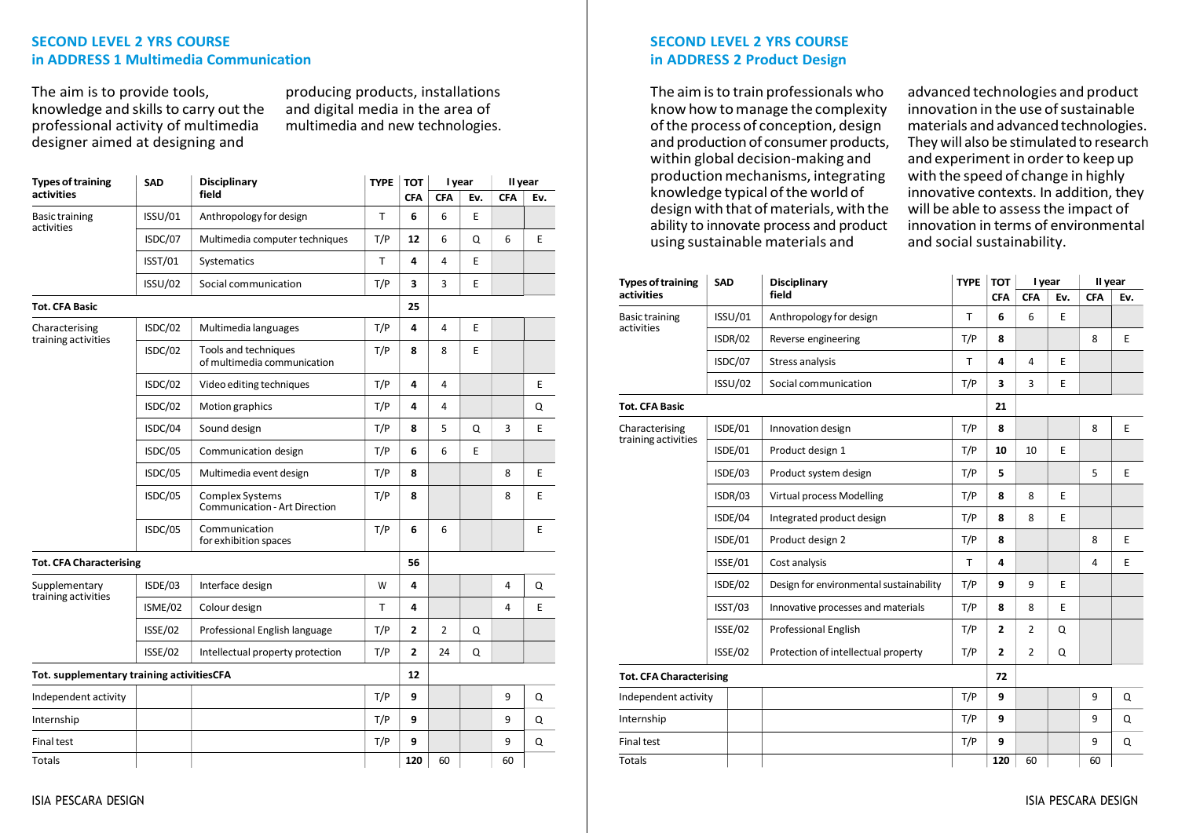## SECOND LEVEL 2 YRS COURSE
## in ADDRESS 1 Multimedia Communication

The aim is to provide tools, knowledge and skills to carry out the professional activity of multimedia designer aimed at designing and producing products, installations and digital media in the area of multimedia and new technologies.

| Types of training activities | SAD | Disciplinary field | TYPE | TOT CFA | I year CFA | I year Ev. | II year CFA | II year Ev. |
|---|---|---|---|---|---|---|---|---|
| Basic training activities | ISSU/01 | Anthropology for design | T | **6** | 6 | E | | |
| | ISDC/07 | Multimedia computer techniques | T/P | **12** | 6 | Q | 6 | E |
| | ISST/01 | Systematics | T | **4** | 4 | E | | |
| | ISSU/02 | Social communication | T/P | **3** | 3 | E | | |
| **Tot. CFA Basic** | | | | **25** | | | | |
| Characterising training activities | ISDC/02 | Multimedia languages | T/P | **4** | 4 | E | | |
| | ISDC/02 | Tools and techniques of multimedia communication | T/P | **8** | 8 | E | | |
| | ISDC/02 | Video editing techniques | T/P | **4** | 4 | | | E |
| | ISDC/02 | Motion graphics | T/P | **4** | 4 | | | Q |
| | ISDC/04 | Sound design | T/P | **8** | 5 | Q | 3 | E |
| | ISDC/05 | Communication design | T/P | **6** | 6 | E | | |
| | ISDC/05 | Multimedia event design | T/P | **8** | | | 8 | E |
| | ISDC/05 | Complex Systems Communication - Art Direction | T/P | **8** | | | 8 | E |
| | ISDC/05 | Communication for exhibition spaces | T/P | **6** | 6 | | | E |
| **Tot. CFA Characterising** | | | | **56** | | | | |
| Supplementary training activities | ISDE/03 | Interface design | W | **4** | | | 4 | Q |
| | ISME/02 | Colour design | T | **4** | | | 4 | E |
| | ISSE/02 | Professional English language | T/P | **2** | 2 | Q | | |
| | ISSE/02 | Intellectual property protection | T/P | **2** | 24 | Q | | |
| **Tot. supplementary training activitiesCFA** | | | | **12** | | | | |
| Independent activity | | | T/P | **9** | | | 9 | Q |
| Internship | | | T/P | **9** | | | 9 | Q |
| Final test | | | T/P | **9** | | | 9 | Q |
| Totals | | | | **120** | 60 | | 60 | |

## SECOND LEVEL 2 YRS COURSE
## in ADDRESS 2 Product Design

The aim is to train professionals who know how to manage the complexity of the process of conception, design and production of consumer products, within global decision-making and production mechanisms, integrating knowledge typical of the world of design with that of materials, with the ability to innovate process and product using sustainable materials and advanced technologies and product innovation in the use of sustainable materials and advanced technologies. They will also be stimulated to research and experiment in order to keep up with the speed of change in highly innovative contexts. In addition, they will be able to assess the impact of innovation in terms of environmental and social sustainability.

| Types of training activities | SAD | Disciplinary field | TYPE | TOT CFA | I year CFA | I year Ev. | II year CFA | II year Ev. |
|---|---|---|---|---|---|---|---|---|
| Basic training activities | ISSU/01 | Anthropology for design | T | **6** | 6 | E | | |
| | ISDR/02 | Reverse engineering | T/P | **8** | | | 8 | E |
| | ISDC/07 | Stress analysis | T | **4** | 4 | E | | |
| | ISSU/02 | Social communication | T/P | **3** | 3 | E | | |
| **Tot. CFA Basic** | | | | **21** | | | | |
| Characterising training activities | ISDE/01 | Innovation design | T/P | **8** | | | 8 | E |
| | ISDE/01 | Product design 1 | T/P | **10** | 10 | E | | |
| | ISDE/03 | Product system design | T/P | **5** | | | 5 | E |
| | ISDR/03 | Virtual process Modelling | T/P | **8** | 8 | E | | |
| | ISDE/04 | Integrated product design | T/P | **8** | 8 | E | | |
| | ISDE/01 | Product design 2 | T/P | **8** | | | 8 | E |
| | ISSE/01 | Cost analysis | T | **4** | | | 4 | E |
| | ISDE/02 | Design for environmental sustainability | T/P | **9** | 9 | E | | |
| | ISST/03 | Innovative processes and materials | T/P | **8** | 8 | E | | |
| | ISSE/02 | Professional English | T/P | **2** | 2 | Q | | |
| | ISSE/02 | Protection of intellectual property | T/P | **2** | 2 | Q | | |
| **Tot. CFA Characterising** | | | | **72** | | | | |
| Independent activity | | | T/P | **9** | | | 9 | Q |
| Internship | | | T/P | **9** | | | 9 | Q |
| Final test | | | T/P | **9** | | | 9 | Q |
| Totals | | | | **120** | 60 | | 60 | |